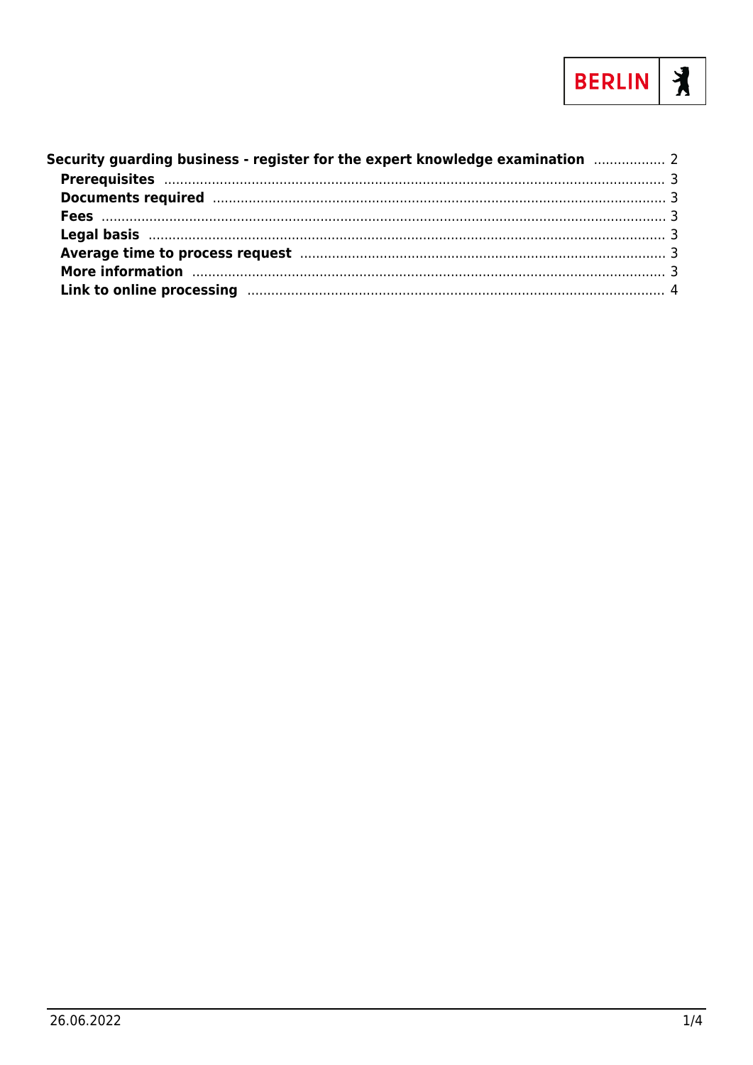**Security guarding business - register for the expert knowledge examination** .................. 2

- **Prerequisites** .................. 3
- **Documents required** .................. 3
- **Fees** .................. 3
- **Legal basis** .................. 3
- **Average time to process request** .................. 3
- **More information** .................. 3
- **Link to online processing** .................. 4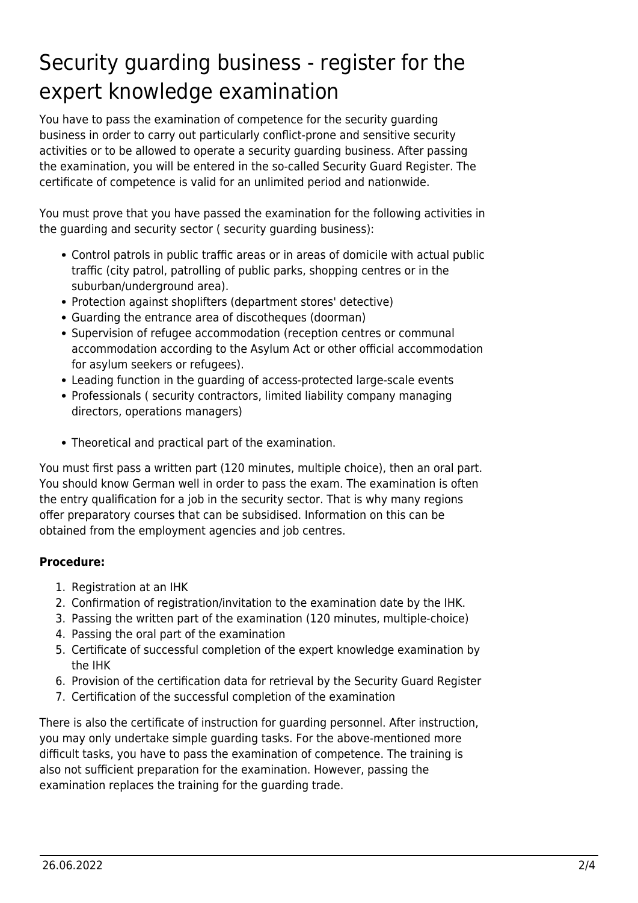# Security guarding business - register for the expert knowledge examination

You have to pass the examination of competence for the security guarding business in order to carry out particularly conflict-prone and sensitive security activities or to be allowed to operate a security guarding business. After passing the examination, you will be entered in the so-called Security Guard Register. The certificate of competence is valid for an unlimited period and nationwide.

You must prove that you have passed the examination for the following activities in the guarding and security sector ( security guarding business):

- Control patrols in public traffic areas or in areas of domicile with actual public traffic (city patrol, patrolling of public parks, shopping centres or in the suburban/underground area).
- Protection against shoplifters (department stores' detective)
- Guarding the entrance area of discotheques (doorman)
- Supervision of refugee accommodation (reception centres or communal accommodation according to the Asylum Act or other official accommodation for asylum seekers or refugees).
- Leading function in the guarding of access-protected large-scale events
- Professionals ( security contractors, limited liability company managing directors, operations managers)

- Theoretical and practical part of the examination.

You must first pass a written part (120 minutes, multiple choice), then an oral part. You should know German well in order to pass the exam. The examination is often the entry qualification for a job in the security sector. That is why many regions offer preparatory courses that can be subsidised. Information on this can be obtained from the employment agencies and job centres.

**Procedure:**

1. Registration at an IHK
2. Confirmation of registration/invitation to the examination date by the IHK.
3. Passing the written part of the examination (120 minutes, multiple-choice)
4. Passing the oral part of the examination
5. Certificate of successful completion of the expert knowledge examination by the IHK
6. Provision of the certification data for retrieval by the Security Guard Register
7. Certification of the successful completion of the examination

There is also the certificate of instruction for guarding personnel. After instruction, you may only undertake simple guarding tasks. For the above-mentioned more difficult tasks, you have to pass the examination of competence. The training is also not sufficient preparation for the examination. However, passing the examination replaces the training for the guarding trade.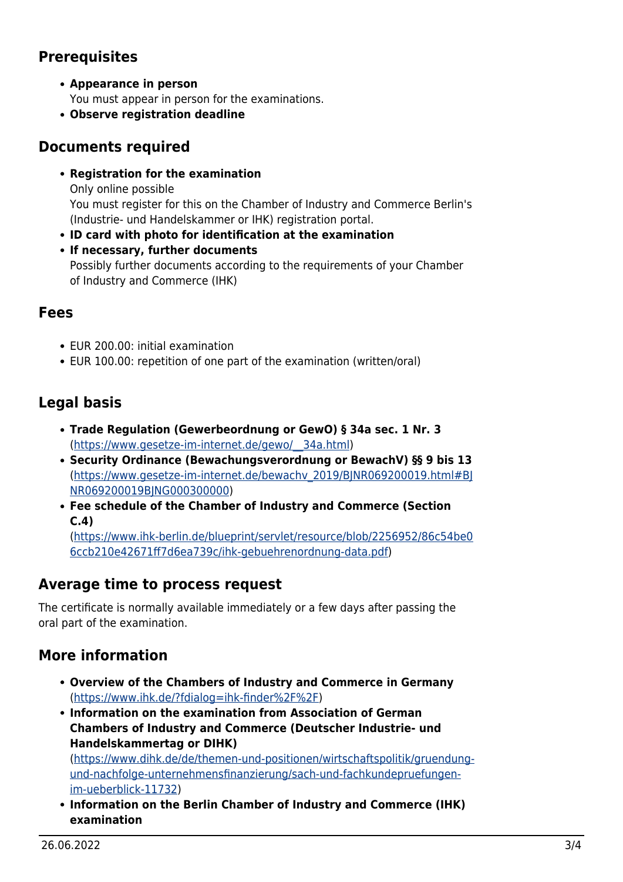## Prerequisites

- **Appearance in person**
  You must appear in person for the examinations.
- **Observe registration deadline**

## Documents required

- **Registration for the examination**
  Only online possible
  You must register for this on the Chamber of Industry and Commerce Berlin's (Industrie- und Handelskammer or IHK) registration portal.
- **ID card with photo for identification at the examination**
- **If necessary, further documents**
  Possibly further documents according to the requirements of your Chamber of Industry and Commerce (IHK)

## Fees

- EUR 200.00: initial examination
- EUR 100.00: repetition of one part of the examination (written/oral)

## Legal basis

- **Trade Regulation (Gewerbeordnung or GewO) § 34a sec. 1 Nr. 3**
  (https://www.gesetze-im-internet.de/gewo/__34a.html)
- **Security Ordinance (Bewachungsverordnung or BewachV) §§ 9 bis 13**
  (https://www.gesetze-im-internet.de/bewachv_2019/BJNR069200019.html#BJNR069200019BJNG000300000)
- **Fee schedule of the Chamber of Industry and Commerce (Section C.4)**
  (https://www.ihk-berlin.de/blueprint/servlet/resource/blob/2256952/86c54be06ccb210e42671ff7d6ea739c/ihk-gebuehrenordnung-data.pdf)

## Average time to process request

The certificate is normally available immediately or a few days after passing the oral part of the examination.

## More information

- **Overview of the Chambers of Industry and Commerce in Germany**
  (https://www.ihk.de/?fdialog=ihk-finder%2F%2F)
- **Information on the examination from Association of German Chambers of Industry and Commerce (Deutscher Industrie- und Handelskammertag or DIHK)**
  (https://www.dihk.de/de/themen-und-positionen/wirtschaftspolitik/gruendung-und-nachfolge-unternehmensfinanzierung/sach-und-fachkundepruefungen-im-ueberblick-11732)
- **Information on the Berlin Chamber of Industry and Commerce (IHK) examination**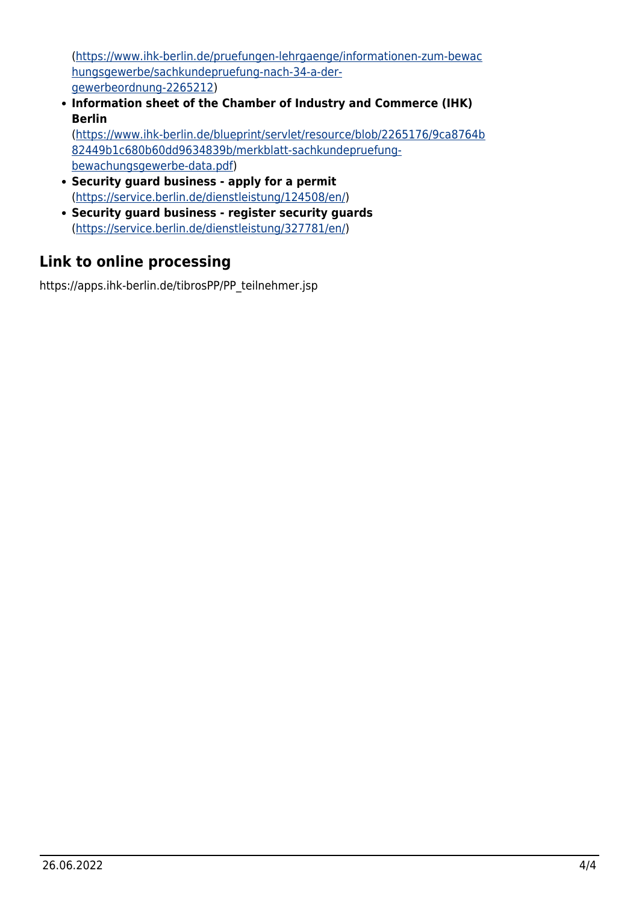(https://www.ihk-berlin.de/pruefungen-lehrgaenge/informationen-zum-bewachungsgewerbe/sachkundepruefung-nach-34-a-der-gewerbeordnung-2265212)

- **Information sheet of the Chamber of Industry and Commerce (IHK) Berlin** (https://www.ihk-berlin.de/blueprint/servlet/resource/blob/2265176/9ca8764b82449b1c680b60dd9634839b/merkblatt-sachkundepruefung-bewachungsgewerbe-data.pdf)
- **Security guard business - apply for a permit** (https://service.berlin.de/dienstleistung/124508/en/)
- **Security guard business - register security guards** (https://service.berlin.de/dienstleistung/327781/en/)

## Link to online processing

https://apps.ihk-berlin.de/tibrosPP/PP_teilnehmer.jsp

26.06.2022